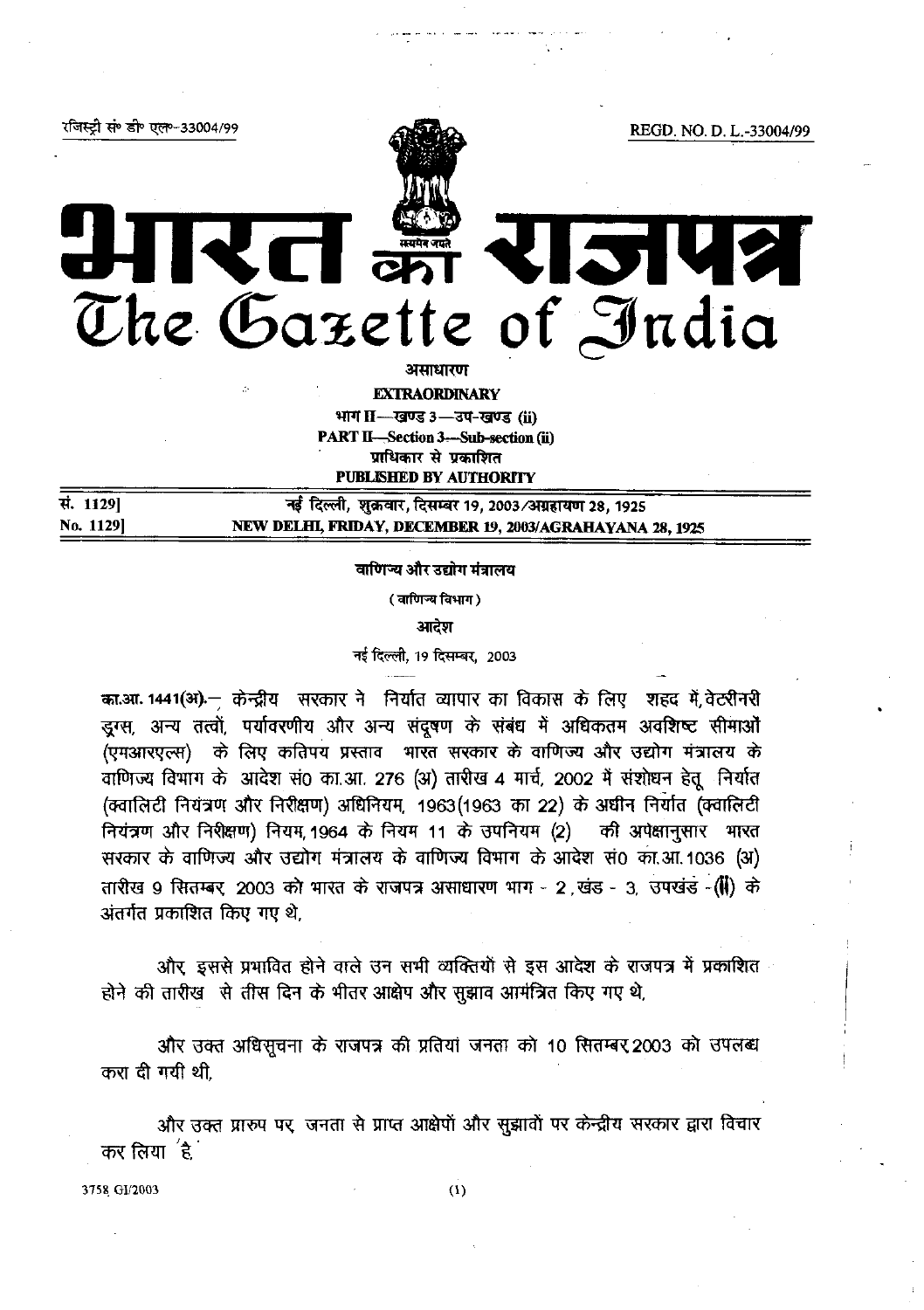रजिस्ट्री सं॰ डी॰ एल॰-33004/99 REGD. NO. D. L.-33004/99

# भारत का राजपत्र
# The Gazette of India

असाधारण

**EXTRAORDINARY**

भाग II—खण्ड 3—उप-खण्ड (ii)

**PART II—Section 3—Sub-section (ii)**

प्राधिकार से प्रकाशित

**PUBLISHED BY AUTHORITY**

| सं. 1129] | नई दिल्ली, शुक्रवार, दिसम्बर 19, 2003/अग्रहायण 28, 1925 |
|---|---|
| **No. 1129]** | **NEW DELHI, FRIDAY, DECEMBER 19, 2003/AGRAHAYANA 28, 1925** |

## वाणिज्य और उद्योग मंत्रालय

(वाणिज्य विभाग)

### आदेश

नई दिल्ली, 19 दिसम्बर, 2003

**का.आ. 1441(अ).**— केन्द्रीय सरकार ने निर्यात व्यापार का विकास के लिए शहद में, वेटरीनरी ड्रग्स, अन्य तत्वों, पर्यावरणीय और अन्य संदूषण के संबंध में अधिकतम अवशिष्ट सीमाओं (एमआरएल्स) के लिए कतिपय प्रस्ताव भारत सरकार के वाणिज्य और उद्योग मंत्रालय के वाणिज्य विभाग के आदेश सं0 का.आ. 276 (अ) तारीख 4 मार्च, 2002 में संशोधन हेतू निर्यात (क्वालिटी नियंत्रण और निरीक्षण) अधिनियम, 1963 (1963 का 22) के अधीन निर्यात (क्वालिटी नियंत्रण और निरीक्षण) नियम, 1964 के नियम 11 के उपनियम (2) की अपेक्षानुसार भारत सरकार के वाणिज्य और उद्योग मंत्रालय के वाणिज्य विभाग के आदेश सं0 का.आ. 1036 (अ) तारीख 9 सितम्बर, 2003 को भारत के राजपत्र असाधारण भाग - 2, खंड - 3, उपखंड - (ii) के अंतर्गत प्रकाशित किए गए थे,

और, इससे प्रभावित होने वाले उन सभी व्यक्तियों से इस आदेश के राजपत्र में प्रकाशित होने की तारीख से तीस दिन के भीतर आक्षेप और सुझाव आमंत्रित किए गए थे,

और उक्त अधिसूचना के राजपत्र की प्रतियां जनता को 10 सितम्बर 2003 को उपलब्ध करा दी गयी थी,

और उक्त प्रारुप पर, जनता से प्राप्त आक्षेपों और सुझावों पर केन्द्रीय सरकार द्वारा विचार कर लिया है,

3758 GI/2003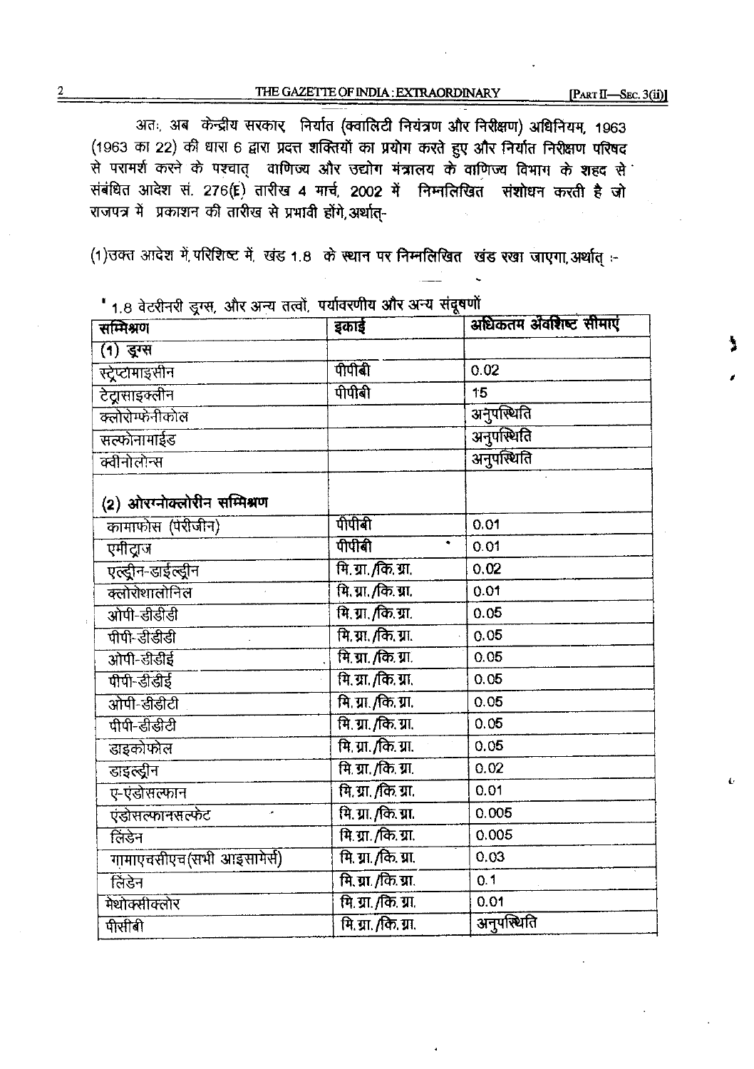अतः, अब केन्द्रीय सरकार निर्यात (क्वालिटी नियंत्रण और निरीक्षण) अधिनियम, 1963 (1963 का 22) की धारा 6 द्वारा प्रदत्त शक्तियों का प्रयोग करते हुए और निर्यात निरीक्षण परिषद से परामर्श करने के पश्चात् वाणिज्य और उद्योग मंत्रालय के वाणिज्य विभाग के शहद से संबंधित आदेश सं. 276(E) तारीख 4 मार्च, 2002 में निम्नलिखित संशोधन करती है जो राजपत्र में प्रकाशन की तारीख से प्रभावी होंगे, अर्थात्-

(1) उक्त आदेश में, परिशिष्ट में, खंड 1.8 के स्थान पर निम्नलिखित खंड रखा जाएगा, अर्थात् :-

" 1.8 वेटरीनरी ड्रग्स, और अन्य तत्वों, पर्यावरणीय और अन्य संदूषणों

| सम्मिश्रण | इकाई | अधिकतम अवशिष्ट सीमाएं |
|---|---|---|
| (1) ड्रग्स | | |
| स्ट्रेप्टामाइसीन | पीपीबी | 0.02 |
| टेट्रासाइक्लीन | पीपीबी | 15 |
| क्लोरोम्फेनीकोल | | अनुपस्थिति |
| सल्फोनामाईड | | अनुपस्थिति |
| क्वीनोलोन्स | | अनुपस्थिति |
| **(2) ओरग्नोक्लोरीन सम्मिश्रण** | | |
| कामाफोस (पेरीजीन) | पीपीबी | 0.01 |
| एमीट्राज | पीपीबी | 0.01 |
| एल्ड्रीन-डाईल्ड्रीन | मि.ग्रा./कि.ग्रा. | 0.02 |
| क्लोरोशालोनिल | मि.ग्रा./कि.ग्रा. | 0.01 |
| ओपी-डीडीडी | मि.ग्रा./कि.ग्रा. | 0.05 |
| पीपी-डीडीडी | मि.ग्रा./कि.ग्रा. | 0.05 |
| ओपी-डीडीई | मि.ग्रा./कि.ग्रा. | 0.05 |
| पीपी-डीडीई | मि.ग्रा./कि.ग्रा. | 0.05 |
| ओपी-डीडीटी | मि.ग्रा./कि.ग्रा. | 0.05 |
| पीपी-डीडीटी | मि.ग्रा./कि.ग्रा. | 0.05 |
| डाइकोफोल | मि.ग्रा./कि.ग्रा. | 0.05 |
| डाइल्ड्रीन | मि.ग्रा./कि.ग्रा. | 0.02 |
| ए-एंडोसल्फान | मि.ग्रा./कि.ग्रा. | 0.01 |
| एंडोसल्फानसल्फेट | मि.ग्रा./कि.ग्रा. | 0.005 |
| लिंडेन | मि.ग्रा./कि.ग्रा. | 0.005 |
| गामाएचसीएच(सभी आइसामेर्स) | मि.ग्रा./कि.ग्रा. | 0.03 |
| लिंडेन | मि.ग्रा./कि.ग्रा. | 0.1 |
| मैथोक्सीक्लोर | मि.ग्रा./कि.ग्रा. | 0.01 |
| पीसीबी | मि.ग्रा./कि.ग्रा. | अनुपस्थिति |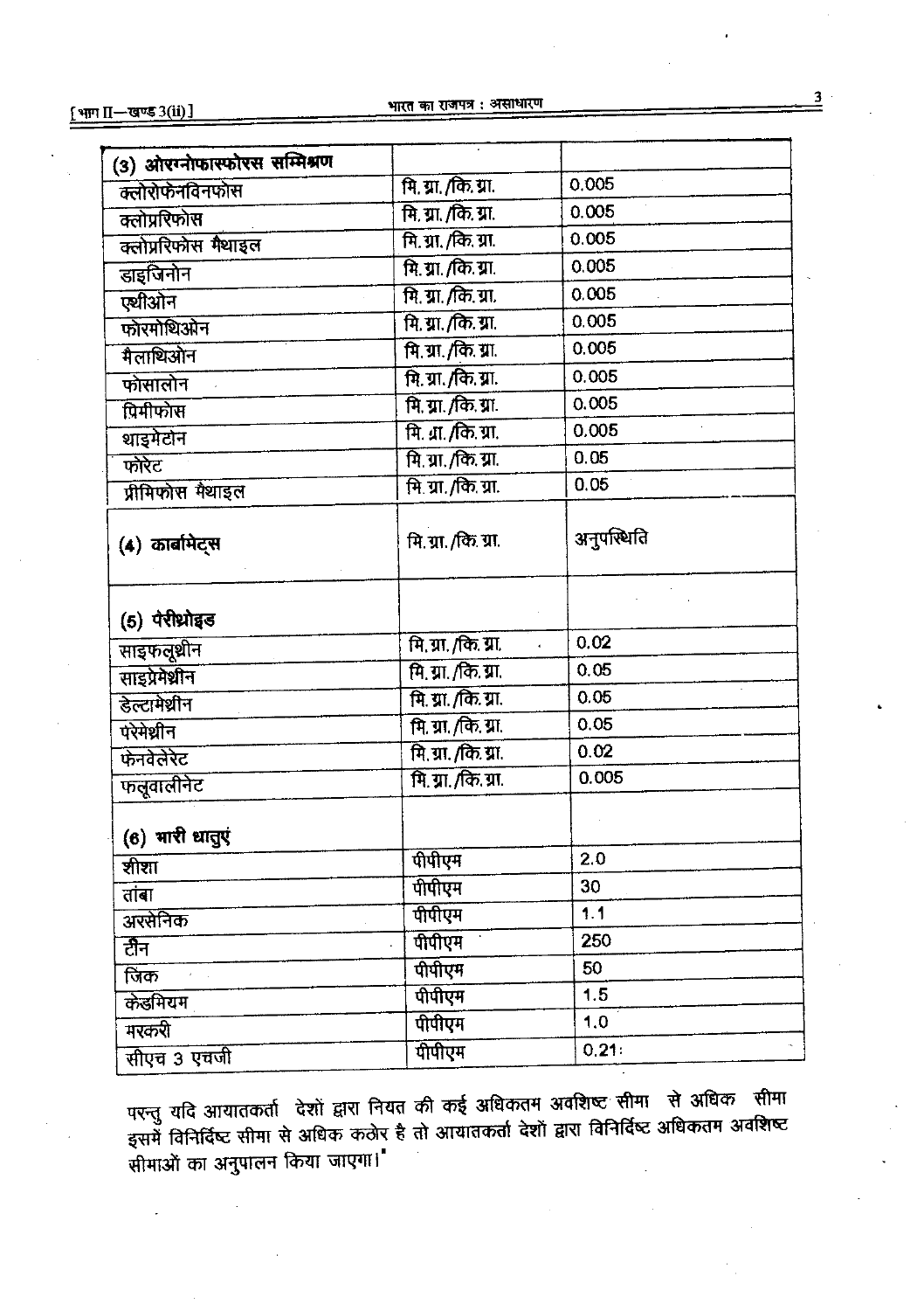| (3) ओरगनोफास्फोरस सम्मिश्रण | | |
|---|---|---|
| क्लोरोफेनविनफोस | मि.ग्रा./कि.ग्रा. | 0.005 |
| क्लोप्ररिफोस | मि.ग्रा./कि.ग्रा. | 0.005 |
| क्लोप्ररिफोस मैथाइल | मि.ग्रा./कि.ग्रा. | 0.005 |
| डाइजिनोन | मि.ग्रा./कि.ग्रा. | 0.005 |
| एथीओन | मि.ग्रा./कि.ग्रा. | 0.005 |
| फोरमोथिओन | मि.ग्रा./कि.ग्रा. | 0.005 |
| मैलाथिओन | मि.ग्रा./कि.ग्रा. | 0.005 |
| फोसालोन | मि.ग्रा./कि.ग्रा. | 0.005 |
| प्रिमीफोस | मि.ग्रा./कि.ग्रा. | 0.005 |
| थाइमेटोन | मि.ग्रा./कि.ग्रा. | 0.005 |
| फोरेट | मि.ग्रा./कि.ग्रा. | 0.05 |
| प्रीमिफोस मैथाइल | मि.ग्रा./कि.ग्रा. | 0.05 |
| (4) कार्बामेट्स | मि.ग्रा./कि.ग्रा. | अनुपस्थिति |
| (5) पैरीथ्रोइड | | |
| साइफलूथ्रीन | मि.ग्रा./कि.ग्रा. | 0.02 |
| साइप्रेमेथ्रीन | मि.ग्रा./कि.ग्रा. | 0.05 |
| डेल्टामेथ्रीन | मि.ग्रा./कि.ग्रा. | 0.05 |
| परेमेथ्रीन | मि.ग्रा./कि.ग्रा. | 0.05 |
| फेनवेलेरेट | मि.ग्रा./कि.ग्रा. | 0.02 |
| फलूवालीनेट | मि.ग्रा./कि.ग्रा. | 0.005 |
| (6) भारी धातुएं | | |
| शीशा | पीपीएम | 2.0 |
| तांबा | पीपीएम | 30 |
| अरसेनिक | पीपीएम | 1.1 |
| टीन | पीपीएम | 250 |
| जिंक | पीपीएम | 50 |
| केडमियम | पीपीएम | 1.5 |
| मरकरी | पीपीएम | 1.0 |
| सीएच 3 एचजी | पीपीएम | 0.21 |

परन्तु यदि आयातकर्ता देशों द्वारा नियत की कई अधिकतम अवशिष्ट सीमा से अधिक सीमा इसमें विनिर्दिष्ट सीमा से अधिक कठोर है तो आयातकर्ता देशों द्वारा विनिर्दिष्ट अधिकतम अवशिष्ट सीमाओं का अनुपालन किया जाएगा।"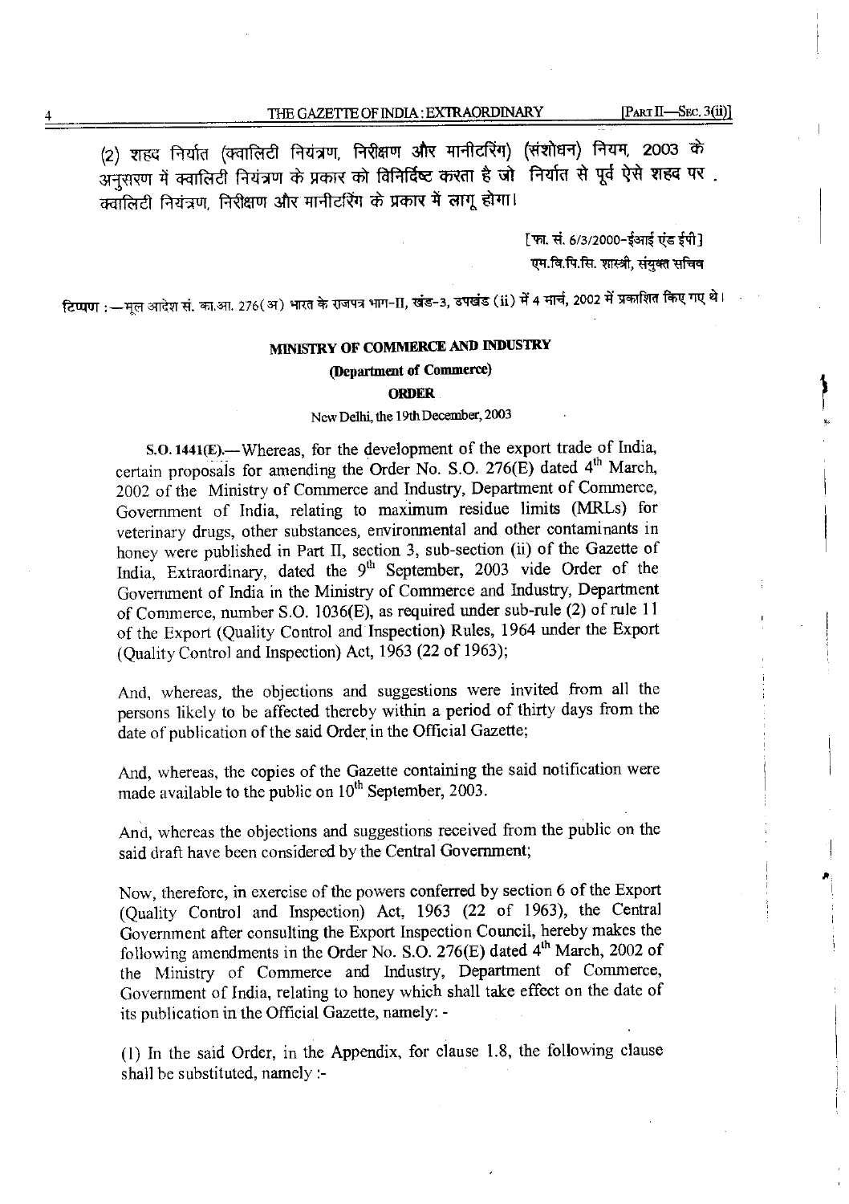(2) शहद निर्यात (क्वालिटी नियंत्रण, निरीक्षण और मानीटरिंग) (संशोधन) नियम, 2003 के अनुसरण में क्वालिटी नियंत्रण के प्रकार को विनिर्दिष्ट करता है जो निर्यात से पूर्व ऐसे शहद पर क्वालिटी नियंत्रण, निरीक्षण और मानीटरिंग के प्रकार में लागू होगा।

[फा. सं. 6/3/2000-ईआई एंड ईपी]
एम.वि.पि.सि. शास्त्री, संयुक्त सचिव

**टिप्पण :**—मूल आदेश सं. का.आ. 276(अ) भारत के राजपत्र भाग-II, खंड-3, उपखंड (ii) में 4 मार्च, 2002 में प्रकाशित किए गए थे।

**MINISTRY OF COMMERCE AND INDUSTRY**

**(Department of Commerce)**

**ORDER**

New Delhi, the 19th December, 2003

**S.O. 1441(E).**—Whereas, for the development of the export trade of India, certain proposals for amending the Order No. S.O. 276(E) dated 4th March, 2002 of the Ministry of Commerce and Industry, Department of Commerce, Government of India, relating to maximum residue limits (MRLs) for veterinary drugs, other substances, environmental and other contaminants in honey were published in Part II, section 3, sub-section (ii) of the Gazette of India, Extraordinary, dated the 9th September, 2003 vide Order of the Government of India in the Ministry of Commerce and Industry, Department of Commerce, number S.O. 1036(E), as required under sub-rule (2) of rule 11 of the Export (Quality Control and Inspection) Rules, 1964 under the Export (Quality Control and Inspection) Act, 1963 (22 of 1963);

And, whereas, the objections and suggestions were invited from all the persons likely to be affected thereby within a period of thirty days from the date of publication of the said Order in the Official Gazette;

And, whereas, the copies of the Gazette containing the said notification were made available to the public on 10th September, 2003.

And, whereas the objections and suggestions received from the public on the said draft have been considered by the Central Government;

Now, therefore, in exercise of the powers conferred by section 6 of the Export (Quality Control and Inspection) Act, 1963 (22 of 1963), the Central Government after consulting the Export Inspection Council, hereby makes the following amendments in the Order No. S.O. 276(E) dated 4th March, 2002 of the Ministry of Commerce and Industry, Department of Commerce, Government of India, relating to honey which shall take effect on the date of its publication in the Official Gazette, namely: -

(1) In the said Order, in the Appendix, for clause 1.8, the following clause shall be substituted, namely :-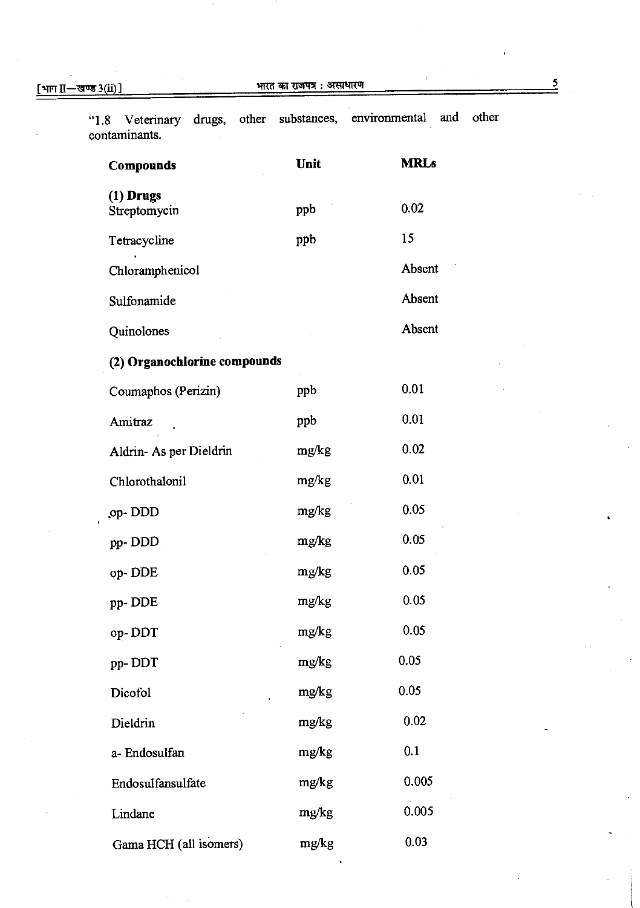"1.8 Veterinary drugs, other substances, environmental and other contaminants.

| Compounds | Unit | MRLs |
|---|---|---|
| **(1) Drugs** | | |
| Streptomycin | ppb | 0.02 |
| Tetracycline | ppb | 15 |
| Chloramphenicol | | Absent |
| Sulfonamide | | Absent |
| Quinolones | | Absent |
| **(2) Organochlorine compounds** | | |
| Coumaphos (Perizin) | ppb | 0.01 |
| Amitraz | ppb | 0.01 |
| Aldrin- As per Dieldrin | mg/kg | 0.02 |
| Chlorothalonil | mg/kg | 0.01 |
| op- DDD | mg/kg | 0.05 |
| pp- DDD | mg/kg | 0.05 |
| op- DDE | mg/kg | 0.05 |
| pp- DDE | mg/kg | 0.05 |
| op- DDT | mg/kg | 0.05 |
| pp- DDT | mg/kg | 0.05 |
| Dicofol | mg/kg | 0.05 |
| Dieldrin | mg/kg | 0.02 |
| a- Endosulfan | mg/kg | 0.1 |
| Endosulfansulfate | mg/kg | 0.005 |
| Lindane | mg/kg | 0.005 |
| Gama HCH (all isomers) | mg/kg | 0.03 |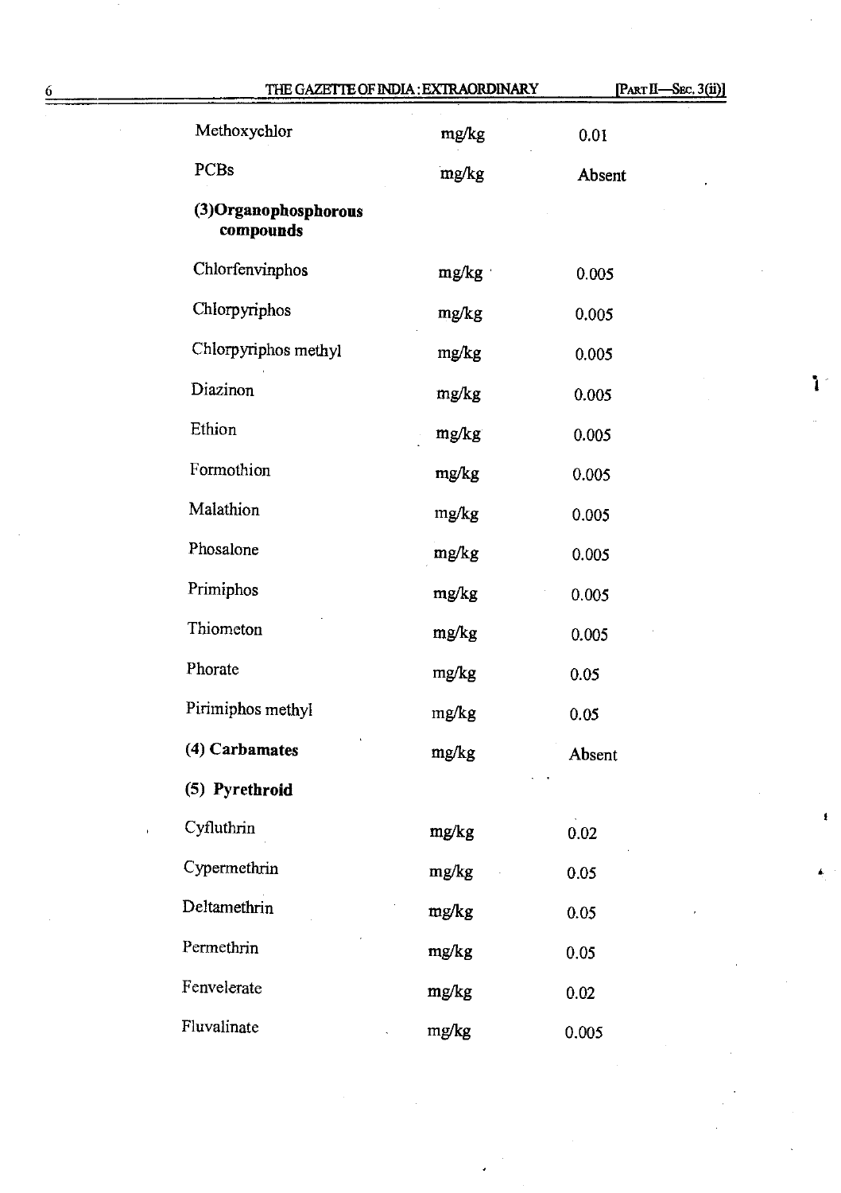| | | |
|---|---|---|
| Methoxychlor | mg/kg | 0.01 |
| PCBs | mg/kg | Absent |
| **(3)Organophosphorous compounds** | | |
| Chlorfenvinphos | mg/kg | 0.005 |
| Chlorpyriphos | mg/kg | 0.005 |
| Chlorpyriphos methyl | mg/kg | 0.005 |
| Diazinon | mg/kg | 0.005 |
| Ethion | mg/kg | 0.005 |
| Formothion | mg/kg | 0.005 |
| Malathion | mg/kg | 0.005 |
| Phosalone | mg/kg | 0.005 |
| Primiphos | mg/kg | 0.005 |
| Thiometon | mg/kg | 0.005 |
| Phorate | mg/kg | 0.05 |
| Pirimiphos methyl | mg/kg | 0.05 |
| **(4) Carbamates** | mg/kg | Absent |
| **(5) Pyrethroid** | | |
| Cyfluthrin | mg/kg | 0.02 |
| Cypermethrin | mg/kg | 0.05 |
| Deltamethrin | mg/kg | 0.05 |
| Permethrin | mg/kg | 0.05 |
| Fenvelerate | mg/kg | 0.02 |
| Fluvalinate | mg/kg | 0.005 |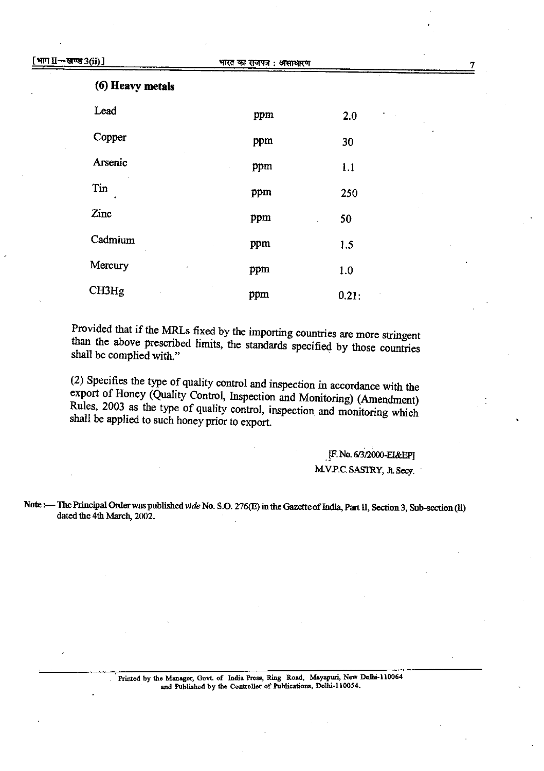**(6) Heavy metals**

| | | |
|---|---|---|
| Lead | ppm | 2.0 |
| Copper | ppm | 30 |
| Arsenic | ppm | 1.1 |
| Tin | ppm | 250 |
| Zinc | ppm | 50 |
| Cadmium | ppm | 1.5 |
| Mercury | ppm | 1.0 |
| $CH_3Hg$ | ppm | 0.21: |

Provided that if the MRLs fixed by the importing countries are more stringent than the above prescribed limits, the standards specified by those countries shall be complied with."

(2) Specifies the type of quality control and inspection in accordance with the export of Honey (Quality Control, Inspection and Monitoring) (Amendment) Rules, 2003 as the type of quality control, inspection and monitoring which shall be applied to such honey prior to export.

[F. No. 6/3/2000-EI&EP]

M.V.P.C. SASTRY, Jt. Secy.

Note :— The Principal Order was published *vide* No. S.O. 276(E) in the Gazette of India, Part II, Section 3, Sub-section (ii) dated the 4th March, 2002.

Printed by the Manager, Govt. of India Press, Ring Road, Mayapuri, New Delhi-110064 and Published by the Controller of Publications, Delhi-110054.